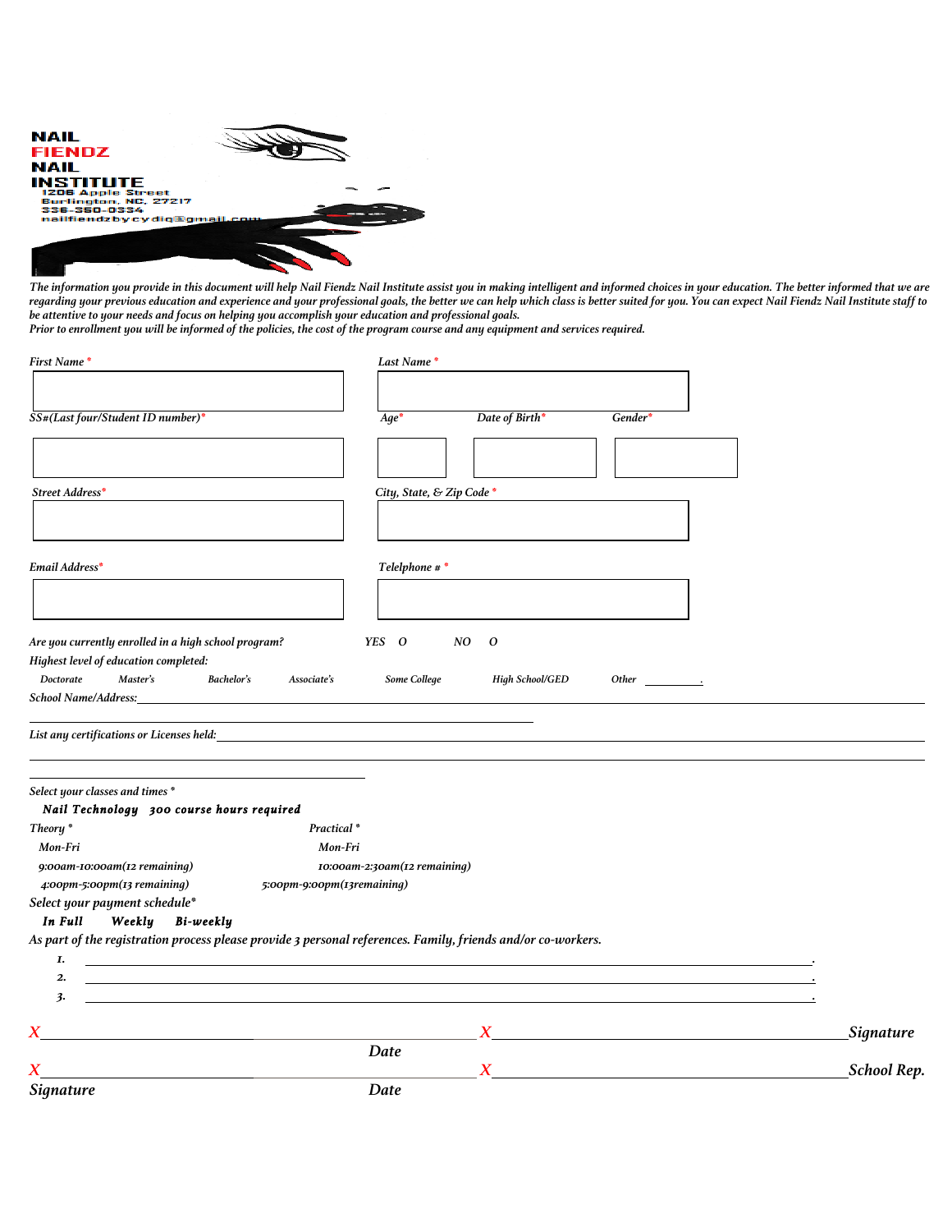**NAIL**
**FIENDZ**
**NAIL**
**INSTITUTE**
1206 Apple Street
Burlington, NC, 27217
336-350-0334
nailfiendzbycydiq@gmail.com

*The information you provide in this document will help Nail Fiendz Nail Institute assist you in making intelligent and informed choices in your education. The better informed that we are regarding your previous education and experience and your professional goals, the better we can help which class is better suited for you. You can expect Nail Fiendz Nail Institute staff to be attentive to your needs and focus on helping you accomplish your education and professional goals.*
*Prior to enrollment you will be informed of the policies, the cost of the program course and any equipment and services required.*

*First Name* * ____________________ *Last Name* * ____________________

*SS#(Last four/Student ID number)* * ____________________ *Age* * ______ *Date of Birth* * ______ *Gender* * ______

*Street Address* * ____________________ *City, State, & Zip Code* * ____________________

*Email Address* * ____________________ *Telelphone #* * ____________________

*Are you currently enrolled in a high school program?* YES O NO O

*Highest level of education completed:*

Doctorate Master's Bachelor's Associate's Some College High School/GED Other ________.

*School Name/Address:* ____________________________________________

*List any certifications or Licenses held:* ____________________________________________

*Select your classes and times* *

***Nail Technology 300 course hours required***

*Theory* *
Mon-Fri
9:00am-10:00am(12 remaining)
4:00pm-5:00pm(13 remaining)

*Practical* *
Mon-Fri
10:00am-2:30am(12 remaining)
5:00pm-9:00pm(13remaining)

*Select your payment schedule**

***In Full Weekly Bi-weekly***

*As part of the registration process please provide 3 personal references. Family, friends and/or co-workers.*

1. ____________________________________________.
2. ____________________________________________.
3. ____________________________________________.

X____________________________ X____________________________ *Signature*
*Date*

X____________________________ X____________________________ *School Rep.*
*Signature* *Date*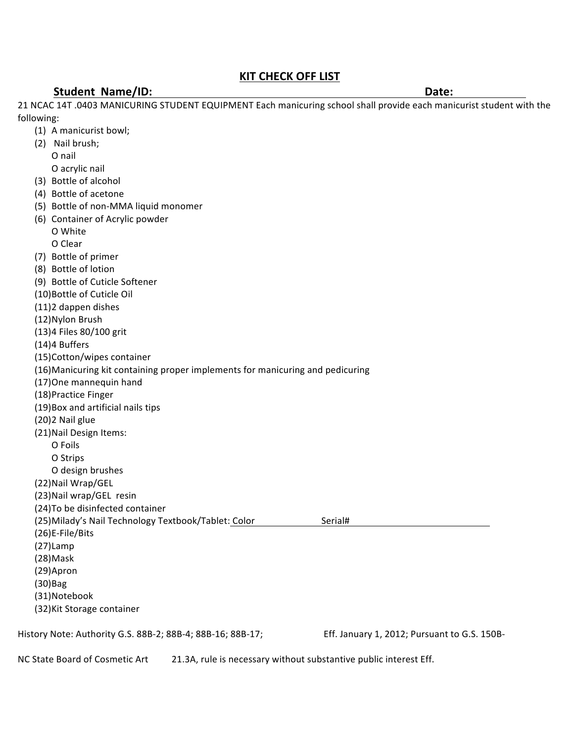## KIT CHECK OFF LIST

**Student Name/ID:** ______________________________ **Date:** __________

21 NCAC 14T .0403 MANICURING STUDENT EQUIPMENT Each manicuring school shall provide each manicurist student with the following:

(1) A manicurist bowl;

(2) Nail brush;
- O nail
- O acrylic nail

(3) Bottle of alcohol

(4) Bottle of acetone

(5) Bottle of non-MMA liquid monomer

(6) Container of Acrylic powder
- O White
- O Clear

(7) Bottle of primer

(8) Bottle of lotion

(9) Bottle of Cuticle Softener

(10) Bottle of Cuticle Oil

(11) 2 dappen dishes

(12) Nylon Brush

(13) 4 Files 80/100 grit

(14) 4 Buffers

(15) Cotton/wipes container

(16) Manicuring kit containing proper implements for manicuring and pedicuring

(17) One mannequin hand

(18) Practice Finger

(19) Box and artificial nails tips

(20) 2 Nail glue

(21) Nail Design Items:
- O Foils
- O Strips
- O design brushes

(22) Nail Wrap/GEL

(23) Nail wrap/GEL resin

(24) To be disinfected container

(25) Milady's Nail Technology Textbook/Tablet: Color __________ Serial# ______________

(26) E-File/Bits

(27) Lamp

(28) Mask

(29) Apron

(30) Bag

(31) Notebook

(32) Kit Storage container

History Note: Authority G.S. 88B-2; 88B-4; 88B-16; 88B-17; Eff. January 1, 2012; Pursuant to G.S. 150B-

NC State Board of Cosmetic Art 21.3A, rule is necessary without substantive public interest Eff.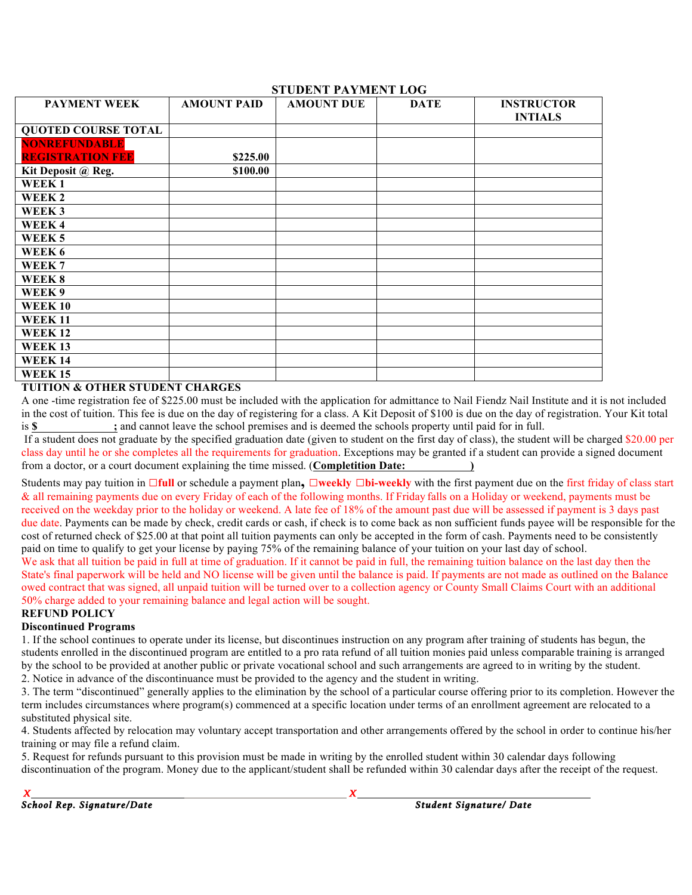## STUDENT PAYMENT LOG

| PAYMENT WEEK | AMOUNT PAID | AMOUNT DUE | DATE | INSTRUCTOR INTIALS |
| --- | --- | --- | --- | --- |
| QUOTED COURSE TOTAL | | | | |
| NONREFUNDABLE REGISTRATION FEE | $225.00 | | | |
| Kit Deposit @ Reg. | $100.00 | | | |
| WEEK 1 | | | | |
| WEEK 2 | | | | |
| WEEK 3 | | | | |
| WEEK 4 | | | | |
| WEEK 5 | | | | |
| WEEK 6 | | | | |
| WEEK 7 | | | | |
| WEEK 8 | | | | |
| WEEK 9 | | | | |
| WEEK 10 | | | | |
| WEEK 11 | | | | |
| WEEK 12 | | | | |
| WEEK 13 | | | | |
| WEEK 14 | | | | |
| WEEK 15 | | | | |

**TUITION & OTHER STUDENT CHARGES**

A one -time registration fee of $225.00 must be included with the application for admittance to Nail Fiendz Nail Institute and it is not included in the cost of tuition. This fee is due on the day of registering for a class. A Kit Deposit of $100 is due on the day of registration. Your Kit total is **$\_\_\_\_\_\_\_\_\_\_\_\_\_;** and cannot leave the school premises and is deemed the schools property until paid for in full.

If a student does not graduate by the specified graduation date (given to student on the first day of class), the student will be charged $20.00 per class day until he or she completes all the requirements for graduation. Exceptions may be granted if a student can provide a signed document from a doctor, or a court document explaining the time missed. (**Completion Date: \_\_\_\_\_\_\_\_\_\_\_\_)**

Students may pay tuition in ☐**full** or schedule a payment plan**,** ☐**weekly** ☐**bi-weekly** with the first payment due on the first friday of class start & all remaining payments due on every Friday of each of the following months. If Friday falls on a Holiday or weekend, payments must be received on the weekday prior to the holiday or weekend. A late fee of 18% of the amount past due will be assessed if payment is 3 days past due date. Payments can be made by check, credit cards or cash, if check is to come back as non sufficient funds payee will be responsible for the cost of returned check of $25.00 at that point all tuition payments can only be accepted in the form of cash. Payments need to be consistently paid on time to qualify to get your license by paying 75% of the remaining balance of your tuition on your last day of school.

We ask that all tuition be paid in full at time of graduation. If it cannot be paid in full, the remaining tuition balance on the last day then the State's final paperwork will be held and NO license will be given until the balance is paid. If payments are not made as outlined on the Balance owed contract that was signed, all unpaid tuition will be turned over to a collection agency or County Small Claims Court with an additional 50% charge added to your remaining balance and legal action will be sought.

**REFUND POLICY**

**Discontinued Programs**

1. If the school continues to operate under its license, but discontinues instruction on any program after training of students has begun, the students enrolled in the discontinued program are entitled to a pro rata refund of all tuition monies paid unless comparable training is arranged by the school to be provided at another public or private vocational school and such arrangements are agreed to in writing by the student.
2. Notice in advance of the discontinuance must be provided to the agency and the student in writing.
3. The term "discontinued" generally applies to the elimination by the school of a particular course offering prior to its completion. However the term includes circumstances where program(s) commenced at a specific location under terms of an enrollment agreement are relocated to a substituted physical site.
4. Students affected by relocation may voluntary accept transportation and other arrangements offered by the school in order to continue his/her training or may file a refund claim.
5. Request for refunds pursuant to this provision must be made in writing by the enrolled student within 30 calendar days following discontinuation of the program. Money due to the applicant/student shall be refunded within 30 calendar days after the receipt of the request.

*x*\_\_\_\_\_\_\_\_\_\_\_\_\_\_\_\_\_\_\_\_\_\_\_\_\_\_\_\_\_\_\_\_\_\_\_\_\_\_\_\_ *x*\_\_\_\_\_\_\_\_\_\_\_\_\_\_\_\_\_\_\_\_\_\_\_\_\_\_\_\_\_\_\_\_\_\_\_\_\_\_\_\_

***School Rep. Signature/Date*** ***Student Signature/ Date***